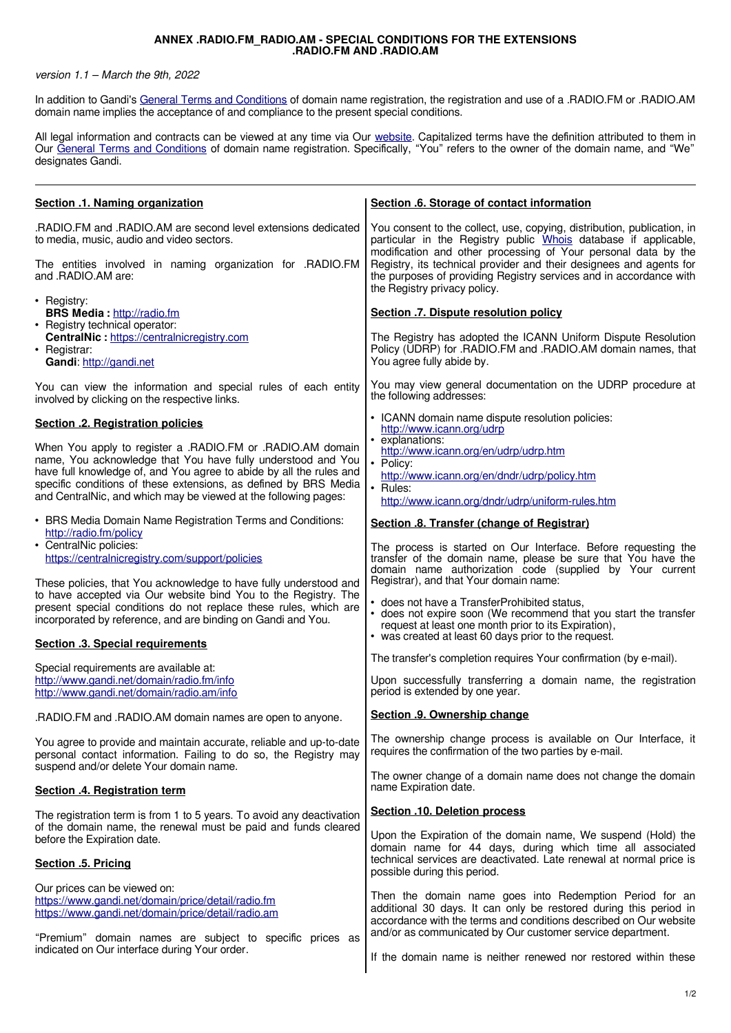# ANNEX .RADIO.FM_RADIO.AM - SPECIAL CONDITIONS FOR THE EXTENSIONS .RADIO.FM AND .RADIO.AM

*version 1.1 – March the 9th, 2022*

In addition to Gandi's General Terms and Conditions of domain name registration, the registration and use of a .RADIO.FM or .RADIO.AM domain name implies the acceptance of and compliance to the present special conditions.

All legal information and contracts can be viewed at any time via Our website. Capitalized terms have the definition attributed to them in Our General Terms and Conditions of domain name registration. Specifically, "You" refers to the owner of the domain name, and "We" designates Gandi.

---

## Section .1. Naming organization

.RADIO.FM and .RADIO.AM are second level extensions dedicated to media, music, audio and video sectors.

The entities involved in naming organization for .RADIO.FM and .RADIO.AM are:

- Registry:
  **BRS Media :** http://radio.fm
- Registry technical operator:
  **CentralNic :** https://centralnicregistry.com
- Registrar:
  **Gandi**: http://gandi.net

You can view the information and special rules of each entity involved by clicking on the respective links.

## Section .2. Registration policies

When You apply to register a .RADIO.FM or .RADIO.AM domain name, You acknowledge that You have fully understood and You have full knowledge of, and You agree to abide by all the rules and specific conditions of these extensions, as defined by BRS Media and CentralNic, and which may be viewed at the following pages:

- BRS Media Domain Name Registration Terms and Conditions: http://radio.fm/policy
- CentralNic policies: https://centralnicregistry.com/support/policies

These policies, that You acknowledge to have fully understood and to have accepted via Our website bind You to the Registry. The present special conditions do not replace these rules, which are incorporated by reference, and are binding on Gandi and You.

## Section .3. Special requirements

Special requirements are available at:
http://www.gandi.net/domain/radio.fm/info
http://www.gandi.net/domain/radio.am/info

.RADIO.FM and .RADIO.AM domain names are open to anyone.

You agree to provide and maintain accurate, reliable and up-to-date personal contact information. Failing to do so, the Registry may suspend and/or delete Your domain name.

## Section .4. Registration term

The registration term is from 1 to 5 years. To avoid any deactivation of the domain name, the renewal must be paid and funds cleared before the Expiration date.

## Section .5. Pricing

Our prices can be viewed on:
https://www.gandi.net/domain/price/detail/radio.fm
https://www.gandi.net/domain/price/detail/radio.am

"Premium" domain names are subject to specific prices as indicated on Our interface during Your order.

## Section .6. Storage of contact information

You consent to the collect, use, copying, distribution, publication, in particular in the Registry public Whois database if applicable, modification and other processing of Your personal data by the Registry, its technical provider and their designees and agents for the purposes of providing Registry services and in accordance with the Registry privacy policy.

## Section .7. Dispute resolution policy

The Registry has adopted the ICANN Uniform Dispute Resolution Policy (UDRP) for .RADIO.FM and .RADIO.AM domain names, that You agree fully abide by.

You may view general documentation on the UDRP procedure at the following addresses:

- ICANN domain name dispute resolution policies: http://www.icann.org/udrp
- explanations: http://www.icann.org/en/udrp/udrp.htm
- Policy: http://www.icann.org/en/dndr/udrp/policy.htm
- Rules: http://www.icann.org/dndr/udrp/uniform-rules.htm

## Section .8. Transfer (change of Registrar)

The process is started on Our Interface. Before requesting the transfer of the domain name, please be sure that You have the domain name authorization code (supplied by Your current Registrar), and that Your domain name:

- does not have a TransferProhibited status,
- does not expire soon (We recommend that you start the transfer request at least one month prior to its Expiration),
- was created at least 60 days prior to the request.

The transfer's completion requires Your confirmation (by e-mail).

Upon successfully transferring a domain name, the registration period is extended by one year.

## Section .9. Ownership change

The ownership change process is available on Our Interface, it requires the confirmation of the two parties by e-mail.

The owner change of a domain name does not change the domain name Expiration date.

## Section .10. Deletion process

Upon the Expiration of the domain name, We suspend (Hold) the domain name for 44 days, during which time all associated technical services are deactivated. Late renewal at normal price is possible during this period.

Then the domain name goes into Redemption Period for an additional 30 days. It can only be restored during this period in accordance with the terms and conditions described on Our website and/or as communicated by Our customer service department.

If the domain name is neither renewed nor restored within these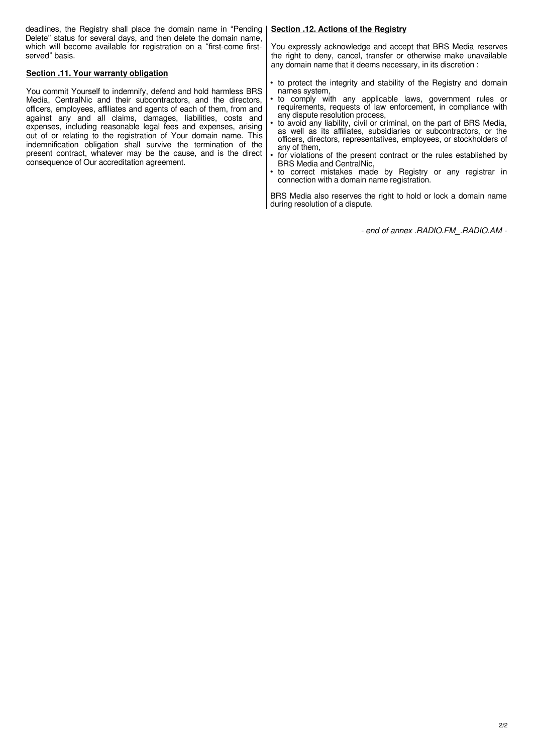deadlines, the Registry shall place the domain name in "Pending Delete" status for several days, and then delete the domain name, which will become available for registration on a "first-come first-served" basis.

**Section .11. Your warranty obligation**

You commit Yourself to indemnify, defend and hold harmless BRS Media, CentralNic and their subcontractors, and the directors, officers, employees, affiliates and agents of each of them, from and against any and all claims, damages, liabilities, costs and expenses, including reasonable legal fees and expenses, arising out of or relating to the registration of Your domain name. This indemnification obligation shall survive the termination of the present contract, whatever may be the cause, and is the direct consequence of Our accreditation agreement.

**Section .12. Actions of the Registry**

You expressly acknowledge and accept that BRS Media reserves the right to deny, cancel, transfer or otherwise make unavailable any domain name that it deems necessary, in its discretion :

- to protect the integrity and stability of the Registry and domain names system,
- to comply with any applicable laws, government rules or requirements, requests of law enforcement, in compliance with any dispute resolution process,
- to avoid any liability, civil or criminal, on the part of BRS Media, as well as its affiliates, subsidiaries or subcontractors, or the officers, directors, representatives, employees, or stockholders of any of them,
- for violations of the present contract or the rules established by BRS Media and CentralNic,
- to correct mistakes made by Registry or any registrar in connection with a domain name registration.

BRS Media also reserves the right to hold or lock a domain name during resolution of a dispute.

*- end of annex .RADIO.FM_.RADIO.AM -*